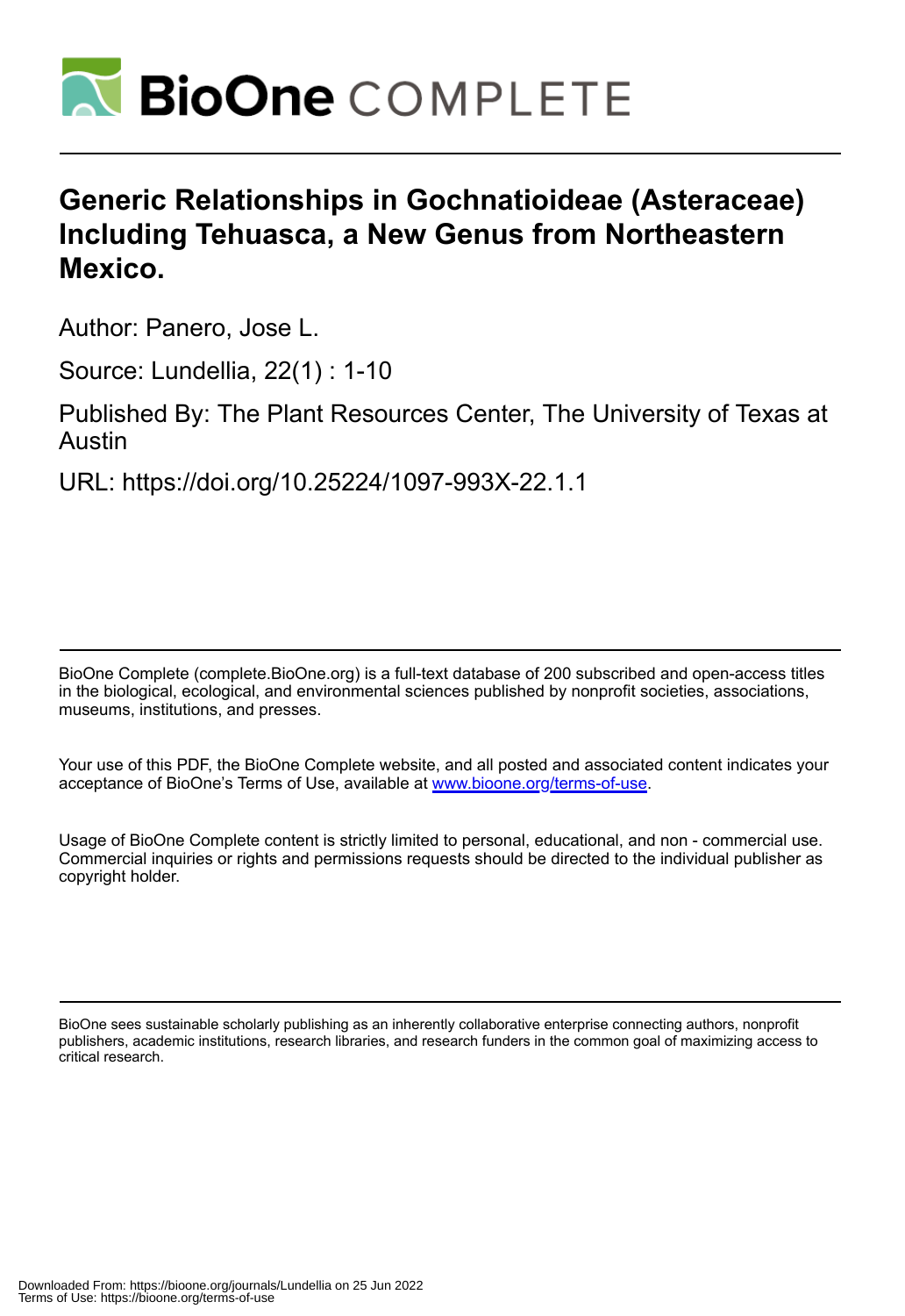# Generic Relationships in Gochnatioideae (Asteraceae) Including Tehuasca, a New Genus from Northeastern Mexico.

Author: Panero, Jose L.

Source: Lundellia, 22(1) : 1-10

Published By: The Plant Resources Center, The University of Texas at Austin

URL: https://doi.org/10.25224/1097-993X-22.1.1

BioOne Complete (complete.BioOne.org) is a full-text database of 200 subscribed and open-access titles in the biological, ecological, and environmental sciences published by nonprofit societies, associations, museums, institutions, and presses.

Your use of this PDF, the BioOne Complete website, and all posted and associated content indicates your acceptance of BioOne's Terms of Use, available at www.bioone.org/terms-of-use.

Usage of BioOne Complete content is strictly limited to personal, educational, and non - commercial use. Commercial inquiries or rights and permissions requests should be directed to the individual publisher as copyright holder.

BioOne sees sustainable scholarly publishing as an inherently collaborative enterprise connecting authors, nonprofit publishers, academic institutions, research libraries, and research funders in the common goal of maximizing access to critical research.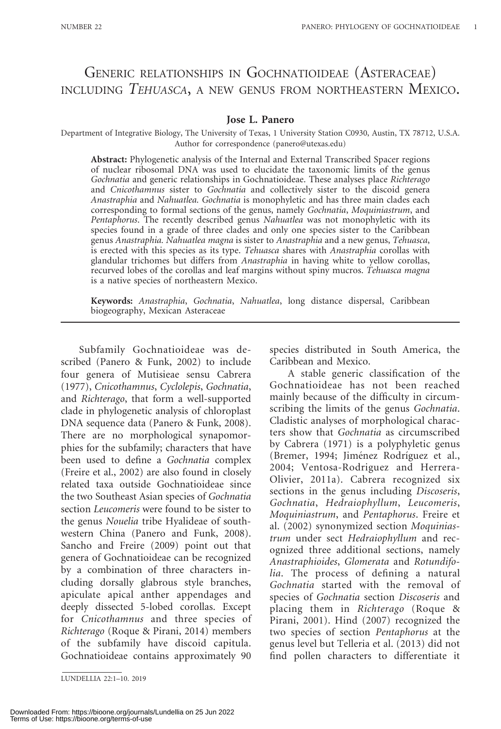# Generic relationships in Gochnatioideae (Asteraceae) including *Tehuasca*, a new genus from northeastern Mexico.

**Jose L. Panero**

Department of Integrative Biology, The University of Texas, 1 University Station C0930, Austin, TX 78712, U.S.A. Author for correspondence (panero@utexas.edu)

**Abstract:** Phylogenetic analysis of the Internal and External Transcribed Spacer regions of nuclear ribosomal DNA was used to elucidate the taxonomic limits of the genus *Gochnatia* and generic relationships in Gochnatioideae. These analyses place *Richterago* and *Cnicothamnus* sister to *Gochnatia* and collectively sister to the discoid genera *Anastraphia* and *Nahuatlea. Gochnatia* is monophyletic and has three main clades each corresponding to formal sections of the genus, namely *Gochnatia*, *Moquiniastrum*, and *Pentaphorus*. The recently described genus *Nahuatlea* was not monophyletic with its species found in a grade of three clades and only one species sister to the Caribbean genus *Anastraphia. Nahuatlea magna* is sister to *Anastraphia* and a new genus, *Tehuasca*, is erected with this species as its type. *Tehuasca* shares with *Anastraphia* corollas with glandular trichomes but differs from *Anastraphia* in having white to yellow corollas, recurved lobes of the corollas and leaf margins without spiny mucros. *Tehuasca magna* is a native species of northeastern Mexico.

**Keywords:** *Anastraphia*, *Gochnatia*, *Nahuatlea*, long distance dispersal, Caribbean biogeography, Mexican Asteraceae

Subfamily Gochnatioideae was described (Panero & Funk, 2002) to include four genera of Mutisieae sensu Cabrera (1977), *Cnicothamnus*, *Cyclolepis*, *Gochnatia*, and *Richterago*, that form a well-supported clade in phylogenetic analysis of chloroplast DNA sequence data (Panero & Funk, 2008). There are no morphological synapomorphies for the subfamily; characters that have been used to define a *Gochnatia* complex (Freire et al., 2002) are also found in closely related taxa outside Gochnatioideae since the two Southeast Asian species of *Gochnatia* section *Leucomeris* were found to be sister to the genus *Nouelia* tribe Hyalideae of southwestern China (Panero and Funk, 2008). Sancho and Freire (2009) point out that genera of Gochnatioideae can be recognized by a combination of three characters including dorsally glabrous style branches, apiculate apical anther appendages and deeply dissected 5-lobed corollas. Except for *Cnicothamnus* and three species of *Richterago* (Roque & Pirani, 2014) members of the subfamily have discoid capitula. Gochnatioideae contains approximately 90 species distributed in South America, the Caribbean and Mexico.

A stable generic classification of the Gochnatioideae has not been reached mainly because of the difficulty in circumscribing the limits of the genus *Gochnatia*. Cladistic analyses of morphological characters show that *Gochnatia* as circumscribed by Cabrera (1971) is a polyphyletic genus (Bremer, 1994; Jiménez Rodríguez et al., 2004; Ventosa-Rodriguez and Herrera-Olivier, 2011a). Cabrera recognized six sections in the genus including *Discoseris*, *Gochnatia*, *Hedraiophyllum*, *Leucomeris*, *Moquiniastrum*, and *Pentaphorus*. Freire et al. (2002) synonymized section *Moquiniastrum* under sect *Hedraiophyllum* and recognized three additional sections, namely *Anastraphioides*, *Glomerata* and *Rotundifolia*. The process of defining a natural *Gochnatia* started with the removal of species of *Gochnatia* section *Discoseris* and placing them in *Richterago* (Roque & Pirani, 2001). Hind (2007) recognized the two species of section *Pentaphorus* at the genus level but Telleria et al. (2013) did not find pollen characters to differentiate it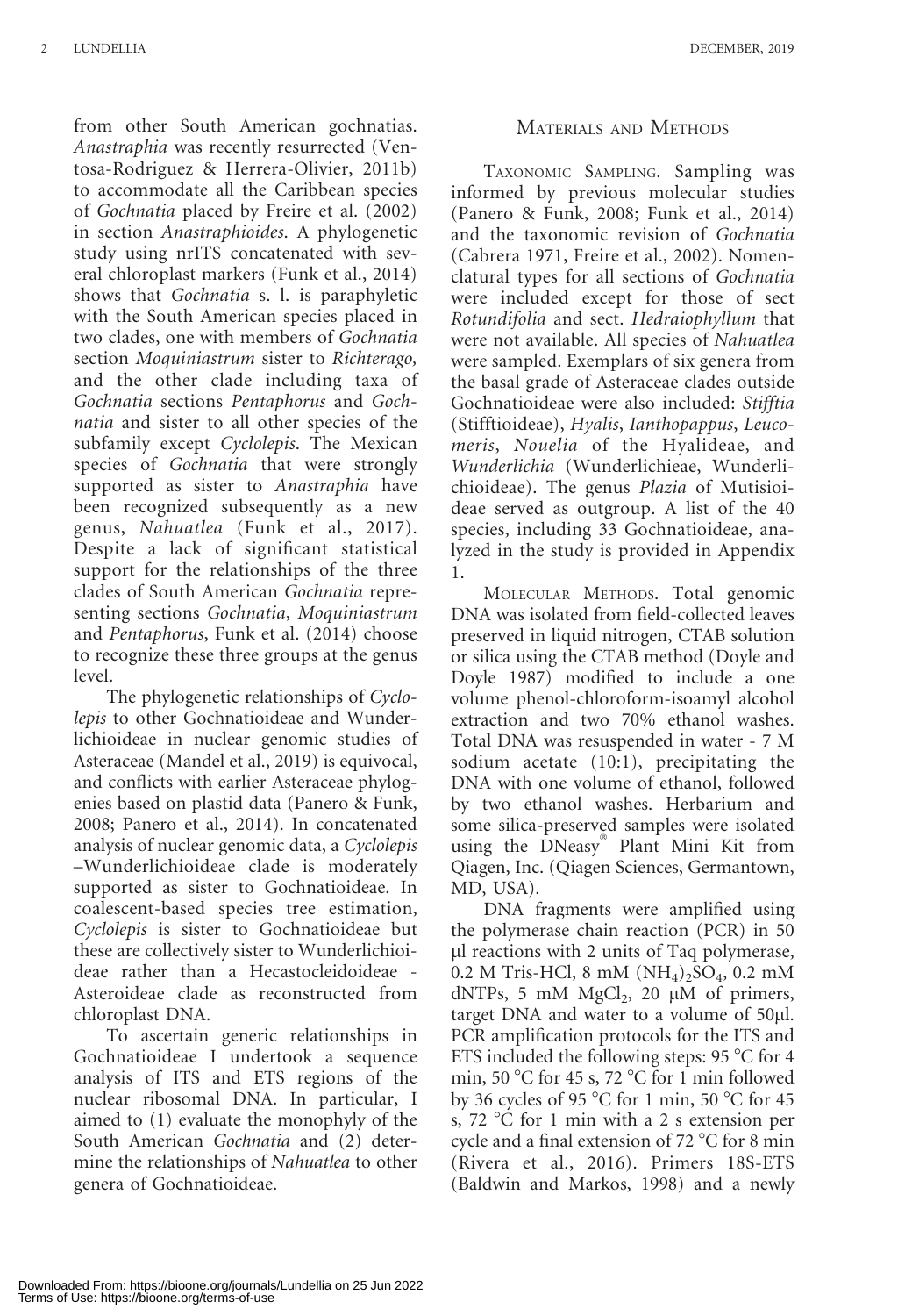from other South American gochnatias. *Anastraphia* was recently resurrected (Ventosa-Rodriguez & Herrera-Olivier, 2011b) to accommodate all the Caribbean species of *Gochnatia* placed by Freire et al. (2002) in section *Anastraphioides*. A phylogenetic study using nrITS concatenated with several chloroplast markers (Funk et al., 2014) shows that *Gochnatia* s. l. is paraphyletic with the South American species placed in two clades, one with members of *Gochnatia* section *Moquiniastrum* sister to *Richterago,* and the other clade including taxa of *Gochnatia* sections *Pentaphorus* and *Gochnatia* and sister to all other species of the subfamily except *Cyclolepis*. The Mexican species of *Gochnatia* that were strongly supported as sister to *Anastraphia* have been recognized subsequently as a new genus, *Nahuatlea* (Funk et al., 2017). Despite a lack of significant statistical support for the relationships of the three clades of South American *Gochnatia* representing sections *Gochnatia*, *Moquiniastrum* and *Pentaphorus*, Funk et al. (2014) choose to recognize these three groups at the genus level.

The phylogenetic relationships of *Cyclolepis* to other Gochnatioideae and Wunderlichioideae in nuclear genomic studies of Asteraceae (Mandel et al., 2019) is equivocal, and conflicts with earlier Asteraceae phylogenies based on plastid data (Panero & Funk, 2008; Panero et al., 2014). In concatenated analysis of nuclear genomic data, a *Cyclolepis* –Wunderlichioideae clade is moderately supported as sister to Gochnatioideae. In coalescent-based species tree estimation, *Cyclolepis* is sister to Gochnatioideae but these are collectively sister to Wunderlichioideae rather than a Hecastocleidoideae - Asteroideae clade as reconstructed from chloroplast DNA.

To ascertain generic relationships in Gochnatioideae I undertook a sequence analysis of ITS and ETS regions of the nuclear ribosomal DNA. In particular, I aimed to (1) evaluate the monophyly of the South American *Gochnatia* and (2) determine the relationships of *Nahuatlea* to other genera of Gochnatioideae.

## Materials and Methods

Taxonomic Sampling. Sampling was informed by previous molecular studies (Panero & Funk, 2008; Funk et al., 2014) and the taxonomic revision of *Gochnatia* (Cabrera 1971, Freire et al., 2002). Nomenclatural types for all sections of *Gochnatia* were included except for those of sect *Rotundifolia* and sect. *Hedraiophyllum* that were not available. All species of *Nahuatlea* were sampled. Exemplars of six genera from the basal grade of Asteraceae clades outside Gochnatioideae were also included: *Stifftia* (Stifftioideae), *Hyalis*, *Ianthopappus*, *Leucomeris*, *Nouelia* of the Hyalideae, and *Wunderlichia* (Wunderlichieae, Wunderlichioideae). The genus *Plazia* of Mutisioideae served as outgroup. A list of the 40 species, including 33 Gochnatioideae, analyzed in the study is provided in Appendix 1.

Molecular Methods. Total genomic DNA was isolated from field-collected leaves preserved in liquid nitrogen, CTAB solution or silica using the CTAB method (Doyle and Doyle 1987) modified to include a one volume phenol-chloroform-isoamyl alcohol extraction and two 70% ethanol washes. Total DNA was resuspended in water - 7 M sodium acetate (10:1), precipitating the DNA with one volume of ethanol, followed by two ethanol washes. Herbarium and some silica-preserved samples were isolated using the DNeasy® Plant Mini Kit from Qiagen, Inc. (Qiagen Sciences, Germantown, MD, USA).

DNA fragments were amplified using the polymerase chain reaction (PCR) in 50 μl reactions with 2 units of Taq polymerase, 0.2 M Tris-HCl, 8 mM $(NH_4)_2SO_4$, 0.2 mM dNTPs, 5 mM $MgCl_2$, 20 μM of primers, target DNA and water to a volume of 50μl. PCR amplification protocols for the ITS and ETS included the following steps: 95 °C for 4 min, 50 °C for 45 s, 72 °C for 1 min followed by 36 cycles of 95 °C for 1 min, 50 °C for 45 s, 72 °C for 1 min with a 2 s extension per cycle and a final extension of 72 °C for 8 min (Rivera et al., 2016). Primers 18S-ETS (Baldwin and Markos, 1998) and a newly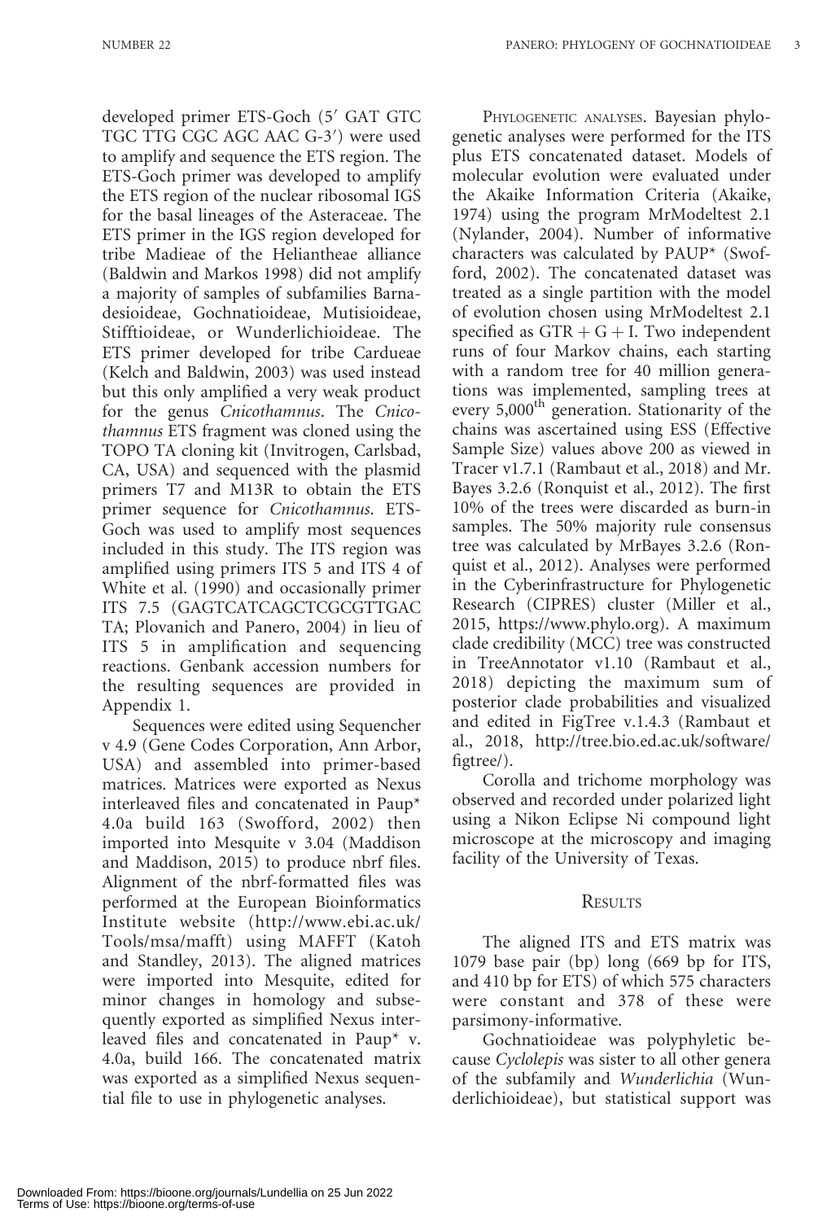developed primer ETS-Goch (5′ GAT GTC TGC TTG CGC AGC AAC G-3′) were used to amplify and sequence the ETS region. The ETS-Goch primer was developed to amplify the ETS region of the nuclear ribosomal IGS for the basal lineages of the Asteraceae. The ETS primer in the IGS region developed for tribe Madieae of the Heliantheae alliance (Baldwin and Markos 1998) did not amplify a majority of samples of subfamilies Barnadesioideae, Gochnatioideae, Mutisioideae, Stifftioideae, or Wunderlichioideae. The ETS primer developed for tribe Cardueae (Kelch and Baldwin, 2003) was used instead but this only amplified a very weak product for the genus *Cnicothamnus*. The *Cnicothamnus* ETS fragment was cloned using the TOPO TA cloning kit (Invitrogen, Carlsbad, CA, USA) and sequenced with the plasmid primers T7 and M13R to obtain the ETS primer sequence for *Cnicothamnus*. ETS-Goch was used to amplify most sequences included in this study. The ITS region was amplified using primers ITS 5 and ITS 4 of White et al. (1990) and occasionally primer ITS 7.5 (GAGTCATCAGCTCGCGTTGAC TA; Plovanich and Panero, 2004) in lieu of ITS 5 in amplification and sequencing reactions. Genbank accession numbers for the resulting sequences are provided in Appendix 1.

Sequences were edited using Sequencher v 4.9 (Gene Codes Corporation, Ann Arbor, USA) and assembled into primer-based matrices. Matrices were exported as Nexus interleaved files and concatenated in Paup* 4.0a build 163 (Swofford, 2002) then imported into Mesquite v 3.04 (Maddison and Maddison, 2015) to produce nbrf files. Alignment of the nbrf-formatted files was performed at the European Bioinformatics Institute website (http://www.ebi.ac.uk/Tools/msa/mafft) using MAFFT (Katoh and Standley, 2013). The aligned matrices were imported into Mesquite, edited for minor changes in homology and subsequently exported as simplified Nexus interleaved files and concatenated in Paup* v. 4.0a, build 166. The concatenated matrix was exported as a simplified Nexus sequential file to use in phylogenetic analyses.

PHYLOGENETIC ANALYSES. Bayesian phylogenetic analyses were performed for the ITS plus ETS concatenated dataset. Models of molecular evolution were evaluated under the Akaike Information Criteria (Akaike, 1974) using the program MrModeltest 2.1 (Nylander, 2004). Number of informative characters was calculated by PAUP* (Swofford, 2002). The concatenated dataset was treated as a single partition with the model of evolution chosen using MrModeltest 2.1 specified as GTR + G + I. Two independent runs of four Markov chains, each starting with a random tree for 40 million generations was implemented, sampling trees at every 5,000$^{th}$ generation. Stationarity of the chains was ascertained using ESS (Effective Sample Size) values above 200 as viewed in Tracer v1.7.1 (Rambaut et al., 2018) and Mr. Bayes 3.2.6 (Ronquist et al., 2012). The first 10% of the trees were discarded as burn-in samples. The 50% majority rule consensus tree was calculated by MrBayes 3.2.6 (Ronquist et al., 2012). Analyses were performed in the Cyberinfrastructure for Phylogenetic Research (CIPRES) cluster (Miller et al., 2015, https://www.phylo.org). A maximum clade credibility (MCC) tree was constructed in TreeAnnotator v1.10 (Rambaut et al., 2018) depicting the maximum sum of posterior clade probabilities and visualized and edited in FigTree v.1.4.3 (Rambaut et al., 2018, http://tree.bio.ed.ac.uk/software/figtree/).

Corolla and trichome morphology was observed and recorded under polarized light using a Nikon Eclipse Ni compound light microscope at the microscopy and imaging facility of the University of Texas.

## RESULTS

The aligned ITS and ETS matrix was 1079 base pair (bp) long (669 bp for ITS, and 410 bp for ETS) of which 575 characters were constant and 378 of these were parsimony-informative.

Gochnatioideae was polyphyletic because *Cyclolepis* was sister to all other genera of the subfamily and *Wunderlichia* (Wunderlichioideae), but statistical support was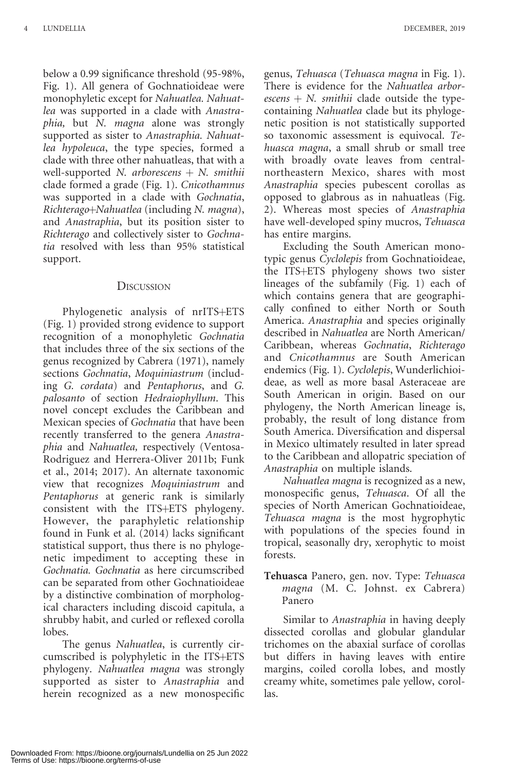below a 0.99 significance threshold (95-98%, Fig. 1). All genera of Gochnatioideae were monophyletic except for *Nahuatlea*. *Nahuatlea* was supported in a clade with *Anastraphia*, but *N. magna* alone was strongly supported as sister to *Anastraphia*. *Nahuatlea hypoleuca*, the type species, formed a clade with three other nahuatleas, that with a well-supported *N. arborescens* + *N. smithii* clade formed a grade (Fig. 1). *Cnicothamnus* was supported in a clade with *Gochnatia*, *Richterago*+*Nahuatlea* (including *N. magna*), and *Anastraphia*, but its position sister to *Richterago* and collectively sister to *Gochnatia* resolved with less than 95% statistical support.

## Discussion

Phylogenetic analysis of nrITS+ETS (Fig. 1) provided strong evidence to support recognition of a monophyletic *Gochnatia* that includes three of the six sections of the genus recognized by Cabrera (1971), namely sections *Gochnatia*, *Moquiniastrum* (including *G. cordata*) and *Pentaphorus*, and *G. palosanto* of section *Hedraiophyllum*. This novel concept excludes the Caribbean and Mexican species of *Gochnatia* that have been recently transferred to the genera *Anastraphia* and *Nahuatlea*, respectively (Ventosa-Rodriguez and Herrera-Oliver 2011b; Funk et al., 2014; 2017). An alternate taxonomic view that recognizes *Moquiniastrum* and *Pentaphorus* at generic rank is similarly consistent with the ITS+ETS phylogeny. However, the paraphyletic relationship found in Funk et al. (2014) lacks significant statistical support, thus there is no phylogenetic impediment to accepting these in *Gochnatia*. *Gochnatia* as here circumscribed can be separated from other Gochnatioideae by a distinctive combination of morphological characters including discoid capitula, a shrubby habit, and curled or reflexed corolla lobes.

The genus *Nahuatlea*, is currently circumscribed is polyphyletic in the ITS+ETS phylogeny. *Nahuatlea magna* was strongly supported as sister to *Anastraphia* and herein recognized as a new monospecific genus, *Tehuasca* (*Tehuasca magna* in Fig. 1). There is evidence for the *Nahuatlea arborescens* + *N. smithii* clade outside the type-containing *Nahuatlea* clade but its phylogenetic position is not statistically supported so taxonomic assessment is equivocal. *Tehuasca magna*, a small shrub or small tree with broadly ovate leaves from central-northeastern Mexico, shares with most *Anastraphia* species pubescent corollas as opposed to glabrous as in nahuatleas (Fig. 2). Whereas most species of *Anastraphia* have well-developed spiny mucros, *Tehuasca* has entire margins.

Excluding the South American monotypic genus *Cyclolepis* from Gochnatioideae, the ITS+ETS phylogeny shows two sister lineages of the subfamily (Fig. 1) each of which contains genera that are geographically confined to either North or South America. *Anastraphia* and species originally described in *Nahuatlea* are North American/Caribbean, whereas *Gochnatia*, *Richterago* and *Cnicothamnus* are South American endemics (Fig. 1). *Cyclolepis*, Wunderlichioideae, as well as more basal Asteraceae are South American in origin. Based on our phylogeny, the North American lineage is, probably, the result of long distance from South America. Diversification and dispersal in Mexico ultimately resulted in later spread to the Caribbean and allopatric speciation of *Anastraphia* on multiple islands.

*Nahuatlea magna* is recognized as a new, monospecific genus, *Tehuasca*. Of all the species of North American Gochnatioideae, *Tehuasca magna* is the most hygrophytic with populations of the species found in tropical, seasonally dry, xerophytic to moist forests.

**Tehuasca** Panero, gen. nov. Type: *Tehuasca magna* (M. C. Johnst. ex Cabrera) Panero

Similar to *Anastraphia* in having deeply dissected corollas and globular glandular trichomes on the abaxial surface of corollas but differs in having leaves with entire margins, coiled corolla lobes, and mostly creamy white, sometimes pale yellow, corollas.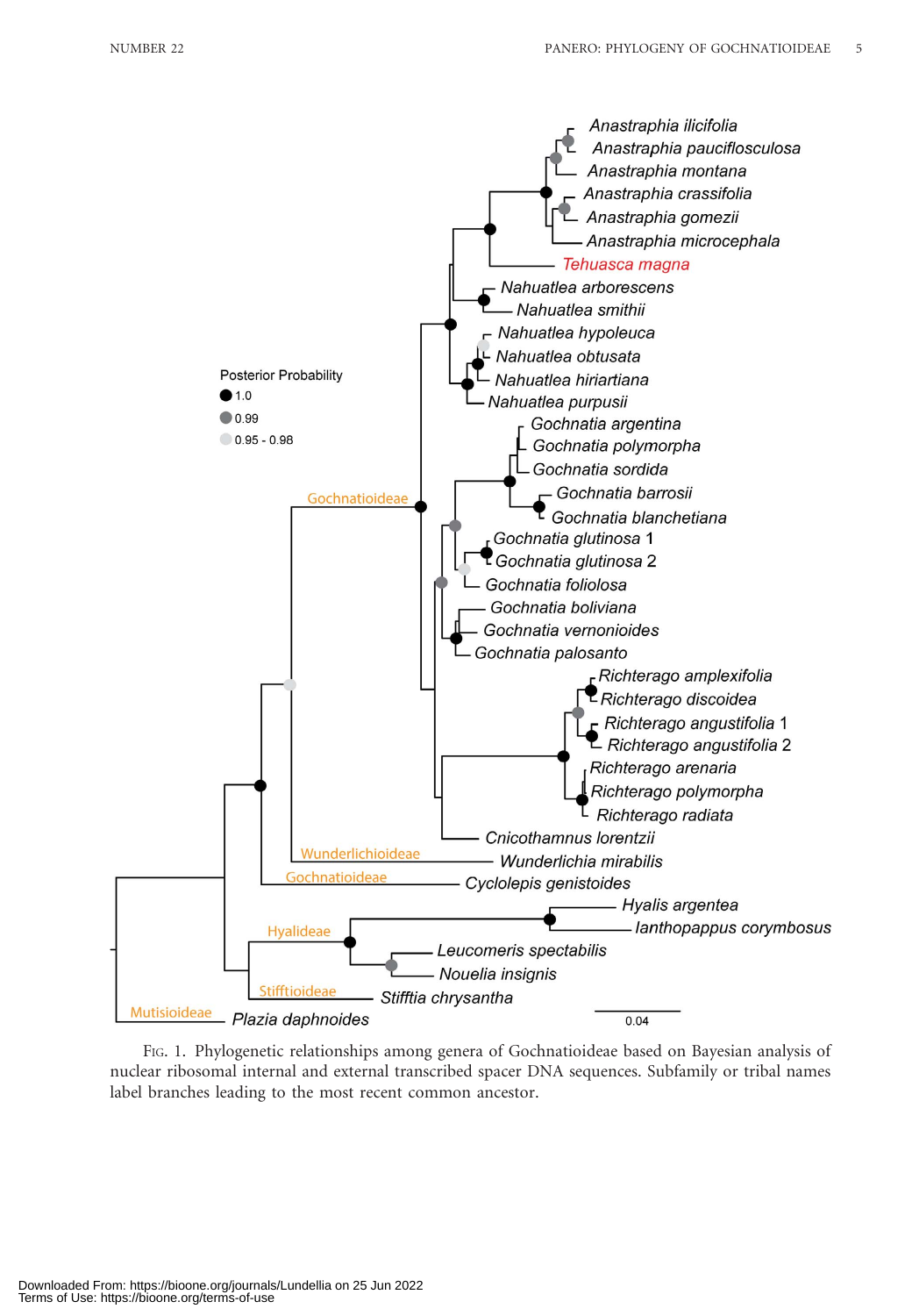FIG. 1. Phylogenetic relationships among genera of Gochnatioideae based on Bayesian analysis of nuclear ribosomal internal and external transcribed spacer DNA sequences. Subfamily or tribal names label branches leading to the most recent common ancestor.

Downloaded From: https://bioone.org/journals/Lundellia on 25 Jun 2022
Terms of Use: https://bioone.org/terms-of-use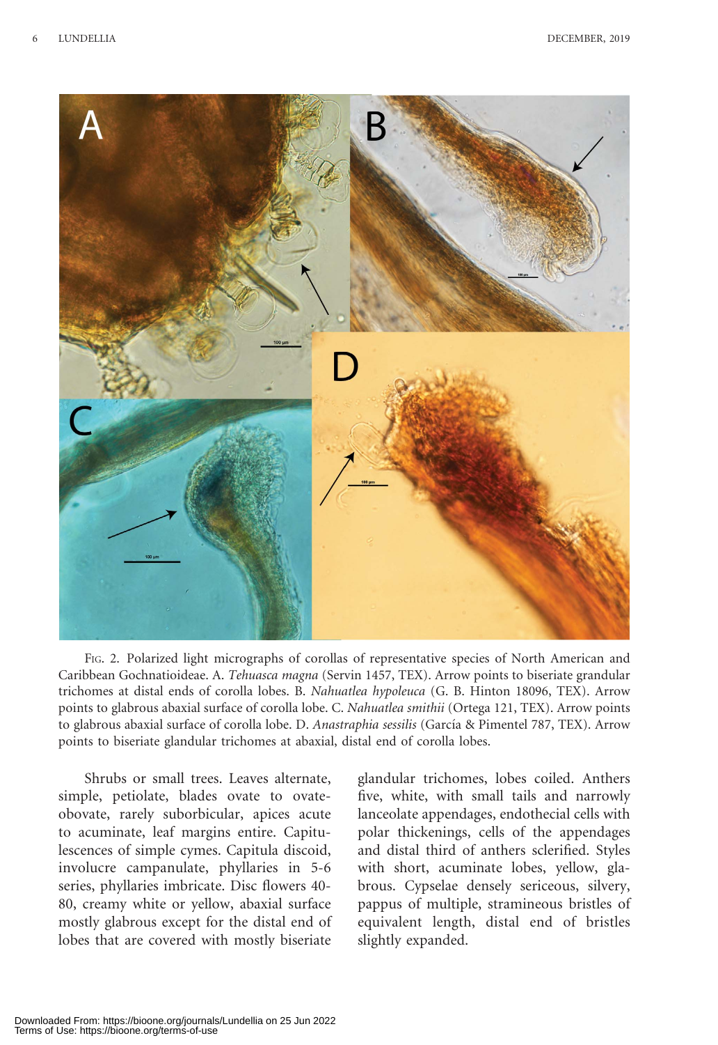Fig. 2. Polarized light micrographs of corollas of representative species of North American and Caribbean Gochnatioideae. A. *Tehuasca magna* (Servin 1457, TEX). Arrow points to biseriate grandular trichomes at distal ends of corolla lobes. B. *Nahuatlea hypoleuca* (G. B. Hinton 18096, TEX). Arrow points to glabrous abaxial surface of corolla lobe. C. *Nahuatlea smithii* (Ortega 121, TEX). Arrow points to glabrous abaxial surface of corolla lobe. D. *Anastraphia sessilis* (García & Pimentel 787, TEX). Arrow points to biseriate glandular trichomes at abaxial, distal end of corolla lobes.

Shrubs or small trees. Leaves alternate, simple, petiolate, blades ovate to ovate-obovate, rarely suborbicular, apices acute to acuminate, leaf margins entire. Capitulescences of simple cymes. Capitula discoid, involucre campanulate, phyllaries in 5-6 series, phyllaries imbricate. Disc flowers 40-80, creamy white or yellow, abaxial surface mostly glabrous except for the distal end of lobes that are covered with mostly biseriate glandular trichomes, lobes coiled. Anthers five, white, with small tails and narrowly lanceolate appendages, endothecial cells with polar thickenings, cells of the appendages and distal third of anthers sclerified. Styles with short, acuminate lobes, yellow, glabrous. Cypselae densely sericeous, silvery, pappus of multiple, stramineous bristles of equivalent length, distal end of bristles slightly expanded.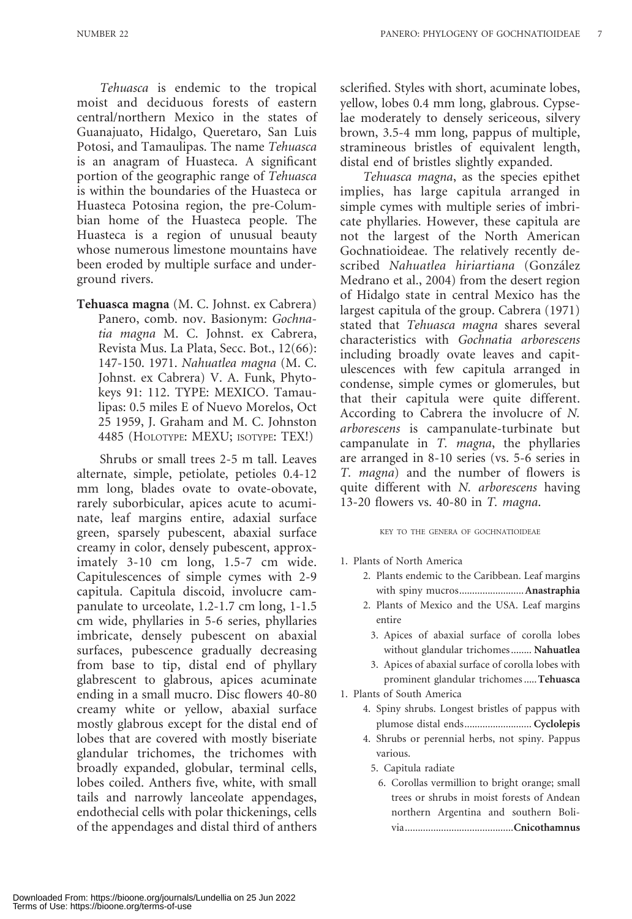*Tehuasca* is endemic to the tropical moist and deciduous forests of eastern central/northern Mexico in the states of Guanajuato, Hidalgo, Queretaro, San Luis Potosi, and Tamaulipas. The name *Tehuasca* is an anagram of Huasteca. A significant portion of the geographic range of *Tehuasca* is within the boundaries of the Huasteca or Huasteca Potosina region, the pre-Columbian home of the Huasteca people. The Huasteca is a region of unusual beauty whose numerous limestone mountains have been eroded by multiple surface and underground rivers.

**Tehuasca magna** (M. C. Johnst. ex Cabrera) Panero, comb. nov. Basionym: *Gochnatia magna* M. C. Johnst. ex Cabrera, Revista Mus. La Plata, Secc. Bot., 12(66): 147-150. 1971. *Nahuatlea magna* (M. C. Johnst. ex Cabrera) V. A. Funk, Phytokeys 91: 112. TYPE: MEXICO. Tamaulipas: 0.5 miles E of Nuevo Morelos, Oct 25 1959, J. Graham and M. C. Johnston 4485 (HOLOTYPE: MEXU; ISOTYPE: TEX!)

Shrubs or small trees 2-5 m tall. Leaves alternate, simple, petiolate, petioles 0.4-12 mm long, blades ovate to ovate-obovate, rarely suborbicular, apices acute to acuminate, leaf margins entire, adaxial surface green, sparsely pubescent, abaxial surface creamy in color, densely pubescent, approximately 3-10 cm long, 1.5-7 cm wide. Capitulescences of simple cymes with 2-9 capitula. Capitula discoid, involucre campanulate to urceolate, 1.2-1.7 cm long, 1-1.5 cm wide, phyllaries in 5-6 series, phyllaries imbricate, densely pubescent on abaxial surfaces, pubescence gradually decreasing from base to tip, distal end of phyllary glabrescent to glabrous, apices acuminate ending in a small mucro. Disc flowers 40-80 creamy white or yellow, abaxial surface mostly glabrous except for the distal end of lobes that are covered with mostly biseriate glandular trichomes, the trichomes with broadly expanded, globular, terminal cells, lobes coiled. Anthers five, white, with small tails and narrowly lanceolate appendages, endothecial cells with polar thickenings, cells of the appendages and distal third of anthers sclerified. Styles with short, acuminate lobes, yellow, lobes 0.4 mm long, glabrous. Cypselae moderately to densely sericeous, silvery brown, 3.5-4 mm long, pappus of multiple, stramineous bristles of equivalent length, distal end of bristles slightly expanded.

*Tehuasca magna*, as the species epithet implies, has large capitula arranged in simple cymes with multiple series of imbricate phyllaries. However, these capitula are not the largest of the North American Gochnatioideae. The relatively recently described *Nahuatlea hiriartiana* (González Medrano et al., 2004) from the desert region of Hidalgo state in central Mexico has the largest capitula of the group. Cabrera (1971) stated that *Tehuasca magna* shares several characteristics with *Gochnatia arborescens* including broadly ovate leaves and capitulescences with few capitula arranged in condense, simple cymes or glomerules, but that their capitula were quite different. According to Cabrera the involucre of *N. arborescens* is campanulate-turbinate but campanulate in *T. magna*, the phyllaries are arranged in 8-10 series (vs. 5-6 series in *T. magna*) and the number of flowers is quite different with *N. arborescens* having 13-20 flowers vs. 40-80 in *T. magna*.

## KEY TO THE GENERA OF GOCHNATIOIDEAE

1. Plants of North America
   2. Plants endemic to the Caribbean. Leaf margins with spiny mucros........................**Anastraphia**
   2. Plants of Mexico and the USA. Leaf margins entire
      3. Apices of abaxial surface of corolla lobes without glandular trichomes........ **Nahuatlea**
      3. Apices of abaxial surface of corolla lobes with prominent glandular trichomes.....**Tehuasca**
1. Plants of South America
   4. Spiny shrubs. Longest bristles of pappus with plumose distal ends......................... **Cyclolepis**
   4. Shrubs or perennial herbs, not spiny. Pappus various.
      5. Capitula radiate
         6. Corollas vermillion to bright orange; small trees or shrubs in moist forests of Andean northern Argentina and southern Bolivia..........................................**Cnicothamnus**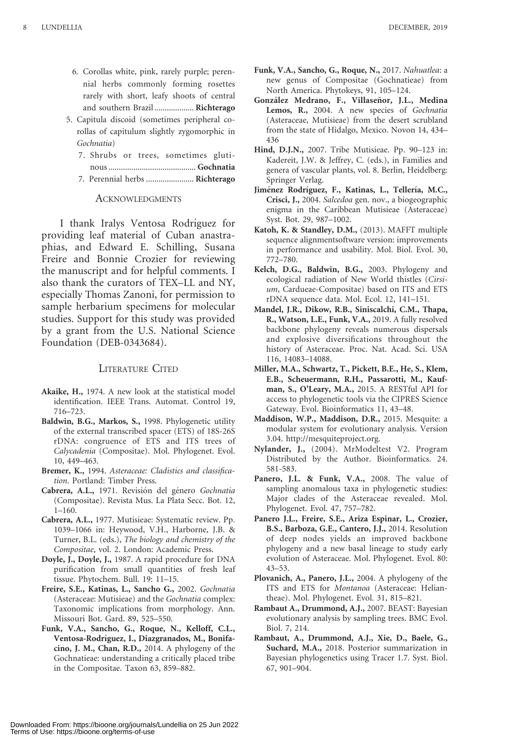6. Corollas white, pink, rarely purple; perennial herbs commonly forming rosettes rarely with short, leafy shoots of central and southern Brazil .................. **Richterago**

5. Capitula discoid (sometimes peripheral corollas of capitulum slightly zygomorphic in *Gochnatia*)

   7. Shrubs or trees, sometimes glutinous ......................................... **Gochnatia**

   7. Perennial herbs ...................... **Richterago**

## Acknowledgments

I thank Iralys Ventosa Rodríguez for providing leaf material of Cuban anastraphias, and Edward E. Schilling, Susana Freire and Bonnie Crozier for reviewing the manuscript and for helpful comments. I also thank the curators of TEX–LL and NY, especially Thomas Zanoni, for permission to sample herbarium specimens for molecular studies. Support for this study was provided by a grant from the U.S. National Science Foundation (DEB-0343684).

## Literature Cited

**Akaike, H.,** 1974. A new look at the statistical model identification. IEEE Trans. Automat. Control 19, 716–723.

**Baldwin, B.G., Markos, S.,** 1998. Phylogenetic utility of the external transcribed spacer (ETS) of 18S-26S rDNA: congruence of ETS and ITS trees of *Calycadenia* (Compositae). Mol. Phylogenet. Evol. 10, 449–463.

**Bremer, K.,** 1994. *Asteraceae: Cladistics and classification*. Portland: Timber Press.

**Cabrera, A.L.,** 1971. Revisión del género *Gochnatia* (Compositae). Revista Mus. La Plata Secc. Bot. 12, 1–160.

**Cabrera, A.L.,** 1977. Mutisieae: Systematic review. Pp. 1039–1066 in: Heywood, V.H., Harborne, J.B. & Turner, B.L. (eds.), *The biology and chemistry of the Compositae*, vol. 2. London: Academic Press.

**Doyle, J., Doyle, J.,** 1987. A rapid procedure for DNA purification from small quantities of fresh leaf tissue. Phytochem. Bull. 19: 11–15.

**Freire, S.E., Katinas, L., Sancho G.,** 2002. *Gochnatia* (Asteraceae: Mutisieae) and the *Gochnatia* complex: Taxonomic implications from morphology. Ann. Missouri Bot. Gard. 89, 525–550.

**Funk, V.A., Sancho, G., Roque, N., Kelloff, C.L., Ventosa-Rodríguez, I., Diazgranados, M., Bonifacino, J. M., Chan, R.D.,** 2014. A phylogeny of the Gochnatieae: understanding a critically placed tribe in the Compositae. Taxon 63, 859–882.

**Funk, V.A., Sancho, G., Roque, N.,** 2017. *Nahuatlea*: a new genus of Compositae (Gochnatieae) from North America. Phytokeys, 91, 105–124.

**González Medrano, F., Villaseñor, J.L., Medina Lemos, R.,** 2004. A new species of *Gochnatia* (Asteraceae, Mutisieae) from the desert scrubland from the state of Hidalgo, Mexico. Novon 14, 434–436

**Hind, D.J.N.,** 2007. Tribe Mutisieae. Pp. 90–123 in: Kadereit, J.W. & Jeffrey, C. (eds.), in Families and genera of vascular plants, vol. 8. Berlin, Heidelberg: Springer Verlag.

**Jiménez Rodríguez, F., Katinas, L., Tellería, M.C., Crisci, J.,** 2004. *Salcedoa* gen. nov., a biogeographic enigma in the Caribbean Mutisieae (Asteraceae) Syst. Bot. 29, 987–1002.

**Katoh, K. & Standley, D.M.,** (2013). MAFFT multiple sequence alignmentsoftware version: improvements in performance and usability. Mol. Biol. Evol. 30, 772–780.

**Kelch, D.G., Baldwin, B.G.,** 2003. Phylogeny and ecological radiation of New World thistles (*Cirsium*, Cardueae-Compositae) based on ITS and ETS rDNA sequence data. Mol. Ecol. 12, 141–151.

**Mandel, J.R., Dikow, R.B., Siniscalchi, C.M., Thapa, R., Watson, L.E., Funk, V.A.,** 2019. A fully resolved backbone phylogeny reveals numerous dispersals and explosive diversifications throughout the history of Asteraceae. Proc. Nat. Acad. Sci. USA 116, 14083–14088.

**Miller, M.A., Schwartz, T., Pickett, B.E., He, S., Klem, E.B., Scheuermann, R.H., Passarotti, M., Kaufman, S., O'Leary, M.A.,** 2015. A RESTful API for access to phylogenetic tools via the CIPRES Science Gateway. Evol. Bioinformatics 11, 43–48.

**Maddison, W.P., Maddison, D.R.,** 2015. Mesquite: a modular system for evolutionary analysis. Version 3.04. http://mesquiteproject.org.

**Nylander, J.,** (2004). MrModeltest V2. Program Distributed by the Author. Bioinformatics. 24. 581-583.

**Panero, J.L. & Funk, V.A.,** 2008. The value of sampling anomalous taxa in phylogenetic studies: Major clades of the Asteraceae revealed. Mol. Phylogenet. Evol. 47, 757–782.

**Panero J.L., Freire, S.E., Ariza Espinar, L., Crozier, B.S., Barboza, G.E., Cantero, J.J.,** 2014. Resolution of deep nodes yields an improved backbone phylogeny and a new basal lineage to study early evolution of Asteraceae. Mol. Phylogenet. Evol. 80: 43–53.

**Plovanich, A., Panero, J.L.,** 2004. A phylogeny of the ITS and ETS for *Montanoa* (Asteraceae: Heliantheae). Mol. Phylogenet. Evol. 31, 815–821.

**Rambaut A., Drummond, A.J.,** 2007. BEAST: Bayesian evolutionary analysis by sampling trees. BMC Evol. Biol. 7, 214.

**Rambaut, A., Drummond, A.J., Xie, D., Baele, G., Suchard, M.A.,** 2018. Posterior summarization in Bayesian phylogenetics using Tracer 1.7. Syst. Biol. 67, 901–904.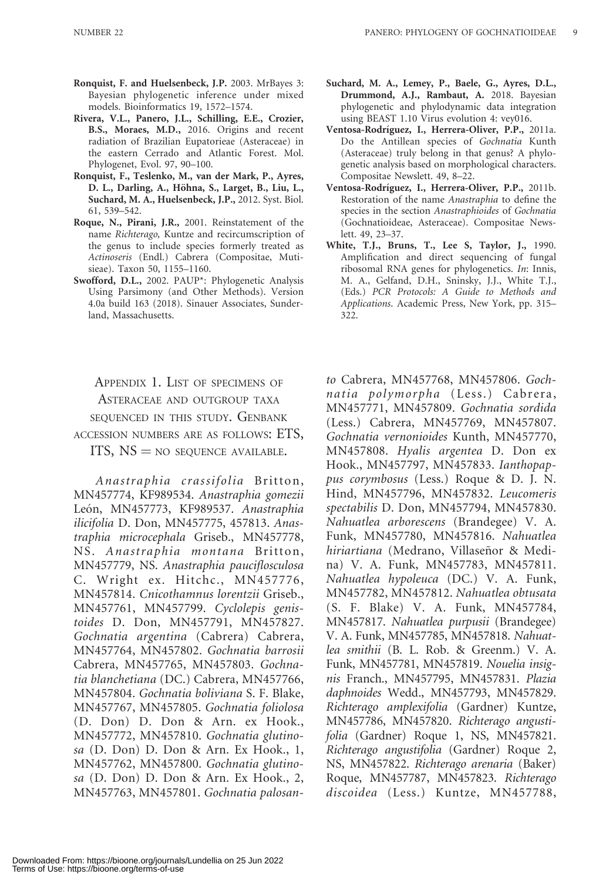**Ronquist, F. and Huelsenbeck, J.P.** 2003. MrBayes 3: Bayesian phylogenetic inference under mixed models. Bioinformatics 19, 1572–1574.

**Rivera, V.L., Panero, J.L., Schilling, E.E., Crozier, B.S., Moraes, M.D.,** 2016. Origins and recent radiation of Brazilian Eupatorieae (Asteraceae) in the eastern Cerrado and Atlantic Forest. Mol. Phylogenet, Evol. 97, 90–100.

**Ronquist, F., Teslenko, M., van der Mark, P., Ayres, D. L., Darling, A., Höhna, S., Larget, B., Liu, L., Suchard, M. A., Huelsenbeck, J.P.,** 2012. Syst. Biol. 61, 539–542.

**Roque, N., Pirani, J.R.,** 2001. Reinstatement of the name *Richterago,* Kuntze and recircumscription of the genus to include species formerly treated as *Actinoseris* (Endl.) Cabrera (Compositae, Mutisieae). Taxon 50, 1155–1160.

**Swofford, D.L.,** 2002. PAUP*: Phylogenetic Analysis Using Parsimony (and Other Methods). Version 4.0a build 163 (2018). Sinauer Associates, Sunderland, Massachusetts.

**Suchard, M. A., Lemey, P., Baele, G., Ayres, D.L., Drummond, A.J., Rambaut, A.** 2018. Bayesian phylogenetic and phylodynamic data integration using BEAST 1.10 Virus evolution 4: vey016.

**Ventosa-Rodríguez, I., Herrera-Oliver, P.P.,** 2011a. Do the Antillean species of *Gochnatia* Kunth (Asteraceae) truly belong in that genus? A phylogenetic analysis based on morphological characters. Compositae Newslett. 49, 8–22.

**Ventosa-Rodríguez, I., Herrera-Oliver, P.P.,** 2011b. Restoration of the name *Anastraphia* to define the species in the section *Anastraphioides* of *Gochnatia* (Gochnatioideae, Asteraceae). Compositae Newslett. 49, 23–37.

**White, T.J., Bruns, T., Lee S, Taylor, J.,** 1990. Amplification and direct sequencing of fungal ribosomal RNA genes for phylogenetics. *In*: Innis, M. A., Gelfand, D.H., Sninsky, J.J., White T.J., (Eds.) *PCR Protocols: A Guide to Methods and Applications*. Academic Press, New York, pp. 315–322.

## Appendix 1. List of specimens of Asteraceae and outgroup taxa sequenced in this study. Genbank accession numbers are as follows: ETS, ITS, NS = no sequence available.

*Anastraphia crassifolia* Britton, MN457774, KF989534. *Anastraphia gomezii* León, MN457773, KF989537. *Anastraphia ilicifolia* D. Don, MN457775, 457813. *Anastraphia microcephala* Griseb., MN457778, NS. *Anastraphia montana* Britton, MN457779, NS. *Anastraphia pauciflosculosa* C. Wright ex. Hitchc., MN457776, MN457814. *Cnicothamnus lorentzii* Griseb., MN457761, MN457799. *Cyclolepis genistoides* D. Don, MN457791, MN457827. *Gochnatia argentina* (Cabrera) Cabrera, MN457764, MN457802. *Gochnatia barrosii* Cabrera, MN457765, MN457803. *Gochnatia blanchetiana* (DC.) Cabrera, MN457766, MN457804. *Gochnatia boliviana* S. F. Blake, MN457767, MN457805. *Gochnatia foliolosa* (D. Don) D. Don & Arn. ex Hook., MN457772, MN457810. *Gochnatia glutinosa* (D. Don) D. Don & Arn. Ex Hook., 1, MN457762, MN457800. *Gochnatia glutinosa* (D. Don) D. Don & Arn. Ex Hook., 2, MN457763, MN457801. *Gochnatia palosanto* Cabrera, MN457768, MN457806. *Gochnatia polymorpha* (Less.) Cabrera, MN457771, MN457809. *Gochnatia sordida* (Less.) Cabrera, MN457769, MN457807. *Gochnatia vernonioides* Kunth, MN457770, MN457808. *Hyalis argentea* D. Don ex Hook., MN457797, MN457833. *Ianthopappus corymbosus* (Less.) Roque & D. J. N. Hind, MN457796, MN457832. *Leucomeris spectabilis* D. Don, MN457794, MN457830. *Nahuatlea arborescens* (Brandegee) V. A. Funk, MN457780, MN457816. *Nahuatlea hiriartiana* (Medrano, Villaseñor & Medina) V. A. Funk, MN457783, MN457811. *Nahuatlea hypoleuca* (DC.) V. A. Funk, MN457782, MN457812. *Nahuatlea obtusata* (S. F. Blake) V. A. Funk, MN457784, MN457817. *Nahuatlea purpusii* (Brandegee) V. A. Funk, MN457785, MN457818. *Nahuatlea smithii* (B. L. Rob. & Greenm.) V. A. Funk, MN457781, MN457819. *Nouelia insignis* Franch., MN457795, MN457831. *Plazia daphnoides* Wedd., MN457793, MN457829. *Richterago amplexifolia* (Gardner) Kuntze, MN457786, MN457820. *Richterago angustifolia* (Gardner) Roque 1, NS, MN457821. *Richterago angustifolia* (Gardner) Roque 2, NS, MN457822. *Richterago arenaria* (Baker) Roque, MN457787, MN457823. *Richterago discoidea* (Less.) Kuntze, MN457788,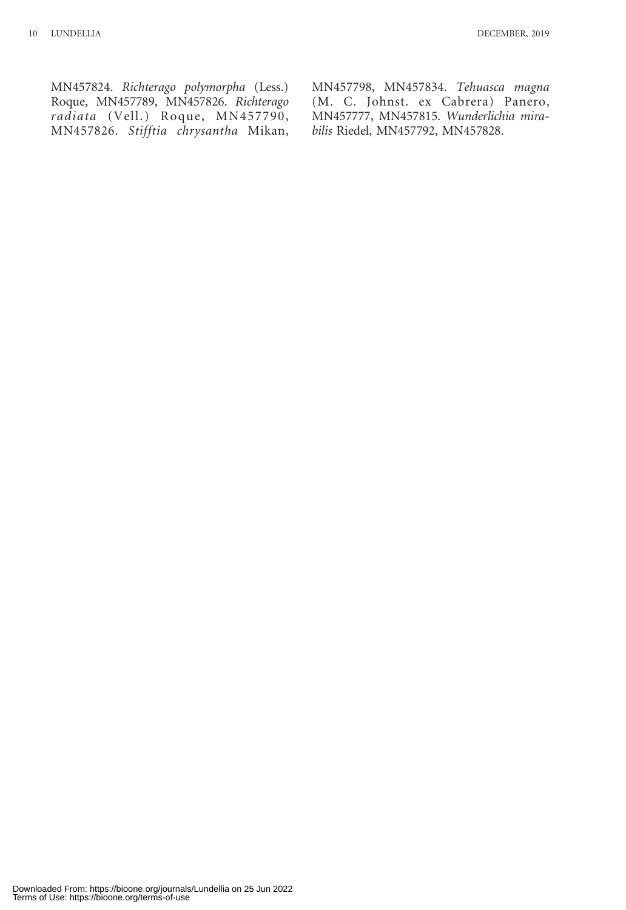MN457824. *Richterago polymorpha* (Less.) Roque, MN457789, MN457826. *Richterago radiata* (Vell.) Roque, MN457790, MN457826. *Stifftia chrysantha* Mikan, MN457798, MN457834. *Tehuasca magna* (M. C. Johnst. ex Cabrera) Panero, MN457777, MN457815. *Wunderlichia mirabilis* Riedel, MN457792, MN457828.